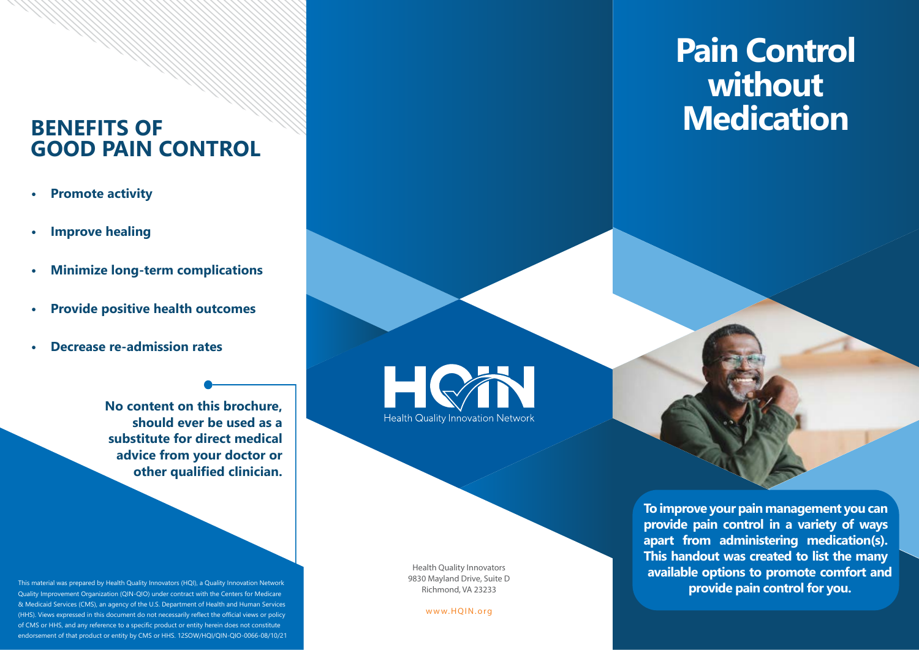# Pain Control without Medication

**To improve your pain management you can provide pain control in a variety of ways apart from administering medication(s). This handout was created to list the many available options to promote comfort and provide pain control for you.**

## BENEFITS OF GOOD PAIN CONTROL

- **Promote activity**
- **Improve healing**
- **Minimize long-term complications**
- **Provide positive health outcomes**
- **Decrease re-admission rates**

**No content on this brochure, should ever be used as a substitute for direct medical advice from your doctor or other qualified clinician.**

HQIN

Health Quality Innovation Network

Health Quality Innovators
9830 Mayland Drive, Suite D
Richmond, VA 23233

www.HQIN.org

This material was prepared by Health Quality Innovators (HQI), a Quality Innovation Network Quality Improvement Organization (QIN-QIO) under contract with the Centers for Medicare & Medicaid Services (CMS), an agency of the U.S. Department of Health and Human Services (HHS). Views expressed in this document do not necessarily reflect the official views or policy of CMS or HHS, and any reference to a specific product or entity herein does not constitute endorsement of that product or entity by CMS or HHS. 12SOW/HQI/QIN-QIO-0066-08/10/21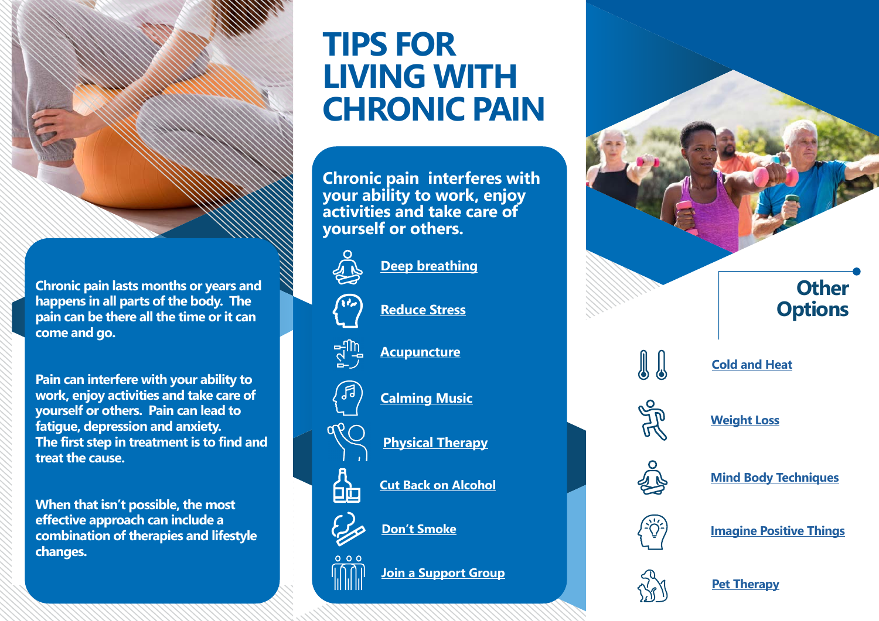Chronic pain lasts months or years and happens in all parts of the body. The pain can be there all the time or it can come and go.

Pain can interfere with your ability to work, enjoy activities and take care of yourself or others. Pain can lead to fatigue, depression and anxiety. The first step in treatment is to find and treat the cause.

When that isn't possible, the most effective approach can include a combination of therapies and lifestyle changes.

# TIPS FOR LIVING WITH CHRONIC PAIN

**Chronic pain interferes with your ability to work, enjoy activities and take care of yourself or others.**

- Deep breathing
- Reduce Stress
- Acupuncture
- Calming Music
- Physical Therapy
- Cut Back on Alcohol
- Don't Smoke
- Join a Support Group

## Other Options

- Cold and Heat
- Weight Loss
- Mind Body Techniques
- Imagine Positive Things
- Pet Therapy